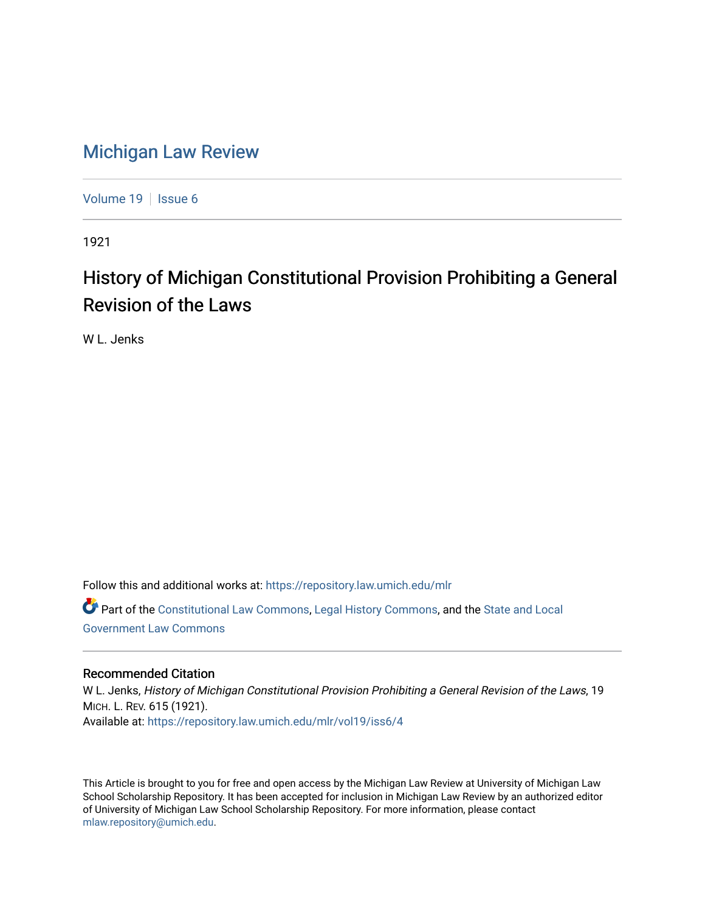# Michigan Law Review

Volume 19 | Issue 6

1921

## History of Michigan Constitutional Provision Prohibiting a General Revision of the Laws

W L. Jenks

Follow this and additional works at: https://repository.law.umich.edu/mlr

Part of the Constitutional Law Commons, Legal History Commons, and the State and Local Government Law Commons

### Recommended Citation

W L. Jenks, *History of Michigan Constitutional Provision Prohibiting a General Revision of the Laws*, 19 MICH. L. REV. 615 (1921).
Available at: https://repository.law.umich.edu/mlr/vol19/iss6/4

This Article is brought to you for free and open access by the Michigan Law Review at University of Michigan Law School Scholarship Repository. It has been accepted for inclusion in Michigan Law Review by an authorized editor of University of Michigan Law School Scholarship Repository. For more information, please contact mlaw.repository@umich.edu.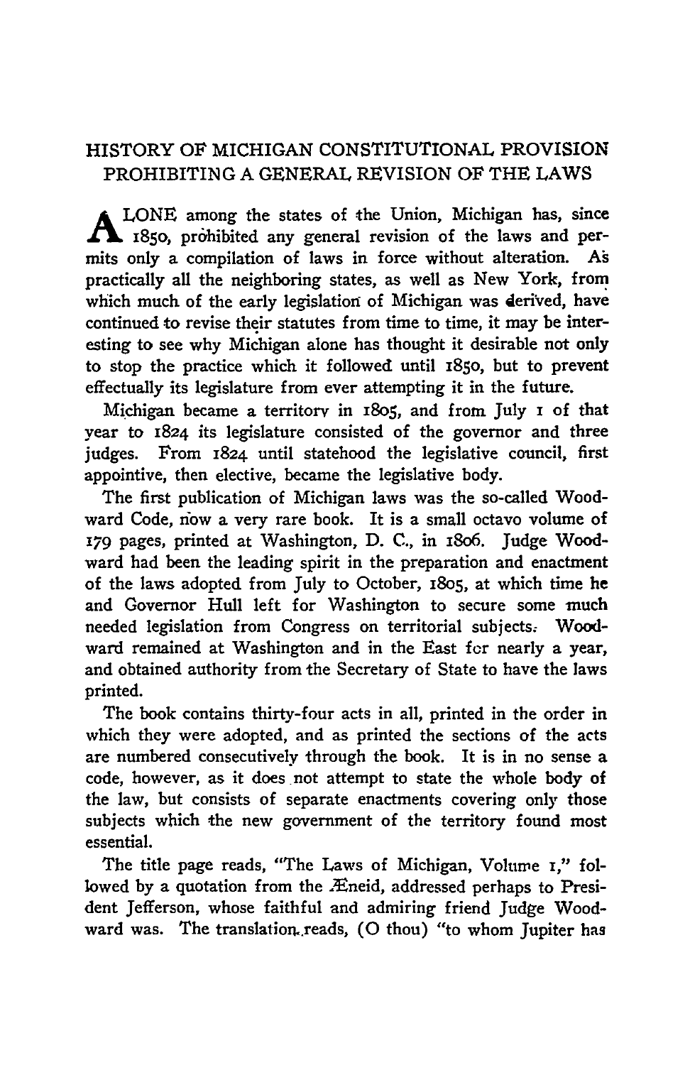## HISTORY OF MICHIGAN CONSTITUTIONAL PROVISION PROHIBITING A GENERAL REVISION OF THE LAWS

ALONE among the states of the Union, Michigan has, since 1850, prohibited any general revision of the laws and permits only a compilation of laws in force without alteration. As practically all the neighboring states, as well as New York, from which much of the early legislation of Michigan was derived, have continued to revise their statutes from time to time, it may be interesting to see why Michigan alone has thought it desirable not only to stop the practice which it followed until 1850, but to prevent effectually its legislature from ever attempting it in the future.

Michigan became a territory in 1805, and from July 1 of that year to 1824 its legislature consisted of the governor and three judges. From 1824 until statehood the legislative council, first appointive, then elective, became the legislative body.

The first publication of Michigan laws was the so-called Woodward Code, now a very rare book. It is a small octavo volume of 179 pages, printed at Washington, D. C., in 1806. Judge Woodward had been the leading spirit in the preparation and enactment of the laws adopted from July to October, 1805, at which time he and Governor Hull left for Washington to secure some much needed legislation from Congress on territorial subjects. Woodward remained at Washington and in the East for nearly a year, and obtained authority from the Secretary of State to have the laws printed.

The book contains thirty-four acts in all, printed in the order in which they were adopted, and as printed the sections of the acts are numbered consecutively through the book. It is in no sense a code, however, as it does not attempt to state the whole body of the law, but consists of separate enactments covering only those subjects which the new government of the territory found most essential.

The title page reads, "The Laws of Michigan, Volume 1," followed by a quotation from the Æneid, addressed perhaps to President Jefferson, whose faithful and admiring friend Judge Woodward was. The translation reads, (O thou) "to whom Jupiter has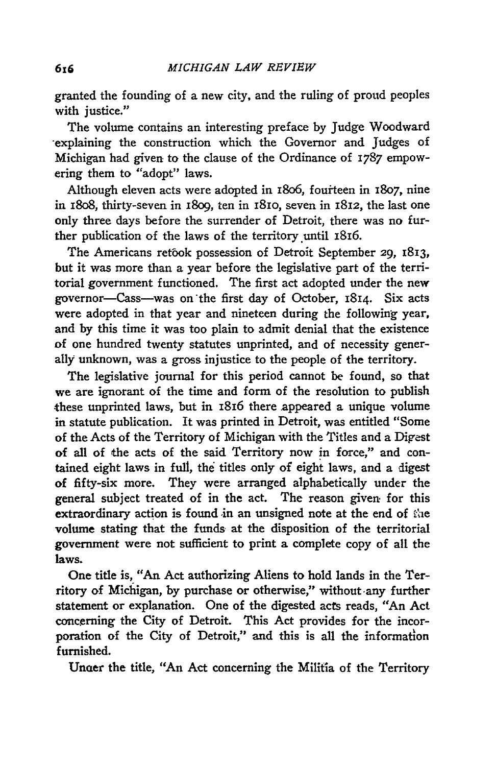granted the founding of a new city, and the ruling of proud peoples with justice."

The volume contains an interesting preface by Judge Woodward explaining the construction which the Governor and Judges of Michigan had given to the clause of the Ordinance of 1787 empowering them to "adopt" laws.

Although eleven acts were adopted in 1806, fourteen in 1807, nine in 1808, thirty-seven in 1809, ten in 1810, seven in 1812, the last one only three days before the surrender of Detroit, there was no further publication of the laws of the territory until 1816.

The Americans retook possession of Detroit September 29, 1813, but it was more than a year before the legislative part of the territorial government functioned. The first act adopted under the new governor—Cass—was on the first day of October, 1814. Six acts were adopted in that year and nineteen during the following year, and by this time it was too plain to admit denial that the existence of one hundred twenty statutes unprinted, and of necessity generally unknown, was a gross injustice to the people of the territory.

The legislative journal for this period cannot be found, so that we are ignorant of the time and form of the resolution to publish these unprinted laws, but in 1816 there appeared a unique volume in statute publication. It was printed in Detroit, was entitled "Some of the Acts of the Territory of Michigan with the Titles and a Digest of all of the acts of the said Territory now in force," and contained eight laws in full, the titles only of eight laws, and a digest of fifty-six more. They were arranged alphabetically under the general subject treated of in the act. The reason given for this extraordinary action is found in an unsigned note at the end of the volume stating that the funds at the disposition of the territorial government were not sufficient to print a complete copy of all the laws.

One title is, "An Act authorizing Aliens to hold lands in the Territory of Michigan, by purchase or otherwise," without any further statement or explanation. One of the digested acts reads, "An Act concerning the City of Detroit. This Act provides for the incorporation of the City of Detroit," and this is all the information furnished.

Under the title, "An Act concerning the Militia of the Territory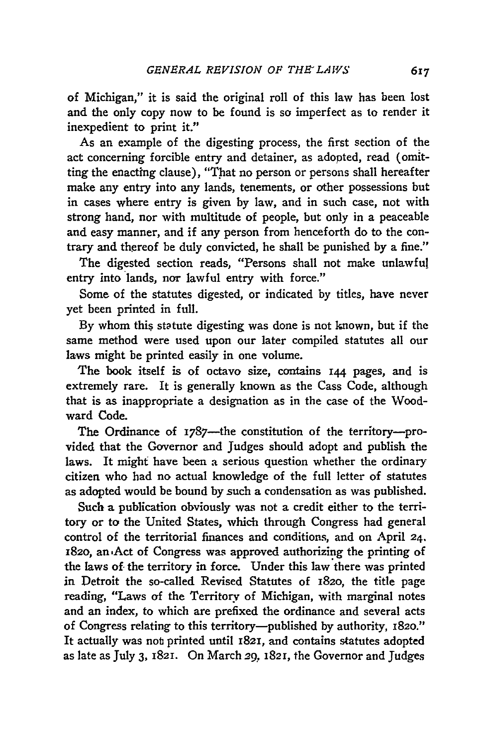of Michigan," it is said the original roll of this law has been lost and the only copy now to be found is so imperfect as to render it inexpedient to print it."

As an example of the digesting process, the first section of the act concerning forcible entry and detainer, as adopted, read (omitting the enacting clause), "That no person or persons shall hereafter make any entry into any lands, tenements, or other possessions but in cases where entry is given by law, and in such case, not with strong hand, nor with multitude of people, but only in a peaceable and easy manner, and if any person from henceforth do to the contrary and thereof be duly convicted, he shall be punished by a fine."

The digested section reads, "Persons shall not make unlawful entry into lands, nor lawful entry with force."

Some of the statutes digested, or indicated by titles, have never yet been printed in full.

By whom this statute digesting was done is not known, but if the same method were used upon our later compiled statutes all our laws might be printed easily in one volume.

The book itself is of octavo size, contains 144 pages, and is extremely rare. It is generally known as the Cass Code, although that is as inappropriate a designation as in the case of the Woodward Code.

The Ordinance of 1787—the constitution of the territory—provided that the Governor and Judges should adopt and publish the laws. It might have been a serious question whether the ordinary citizen who had no actual knowledge of the full letter of statutes as adopted would be bound by such a condensation as was published.

Such a publication obviously was not a credit either to the territory or to the United States, which through Congress had general control of the territorial finances and conditions, and on April 24, 1820, an Act of Congress was approved authorizing the printing of the laws of the territory in force. Under this law there was printed in Detroit the so-called Revised Statutes of 1820, the title page reading, "Laws of the Territory of Michigan, with marginal notes and an index, to which are prefixed the ordinance and several acts of Congress relating to this territory—published by authority, 1820." It actually was not printed until 1821, and contains statutes adopted as late as July 3, 1821. On March 29, 1821, the Governor and Judges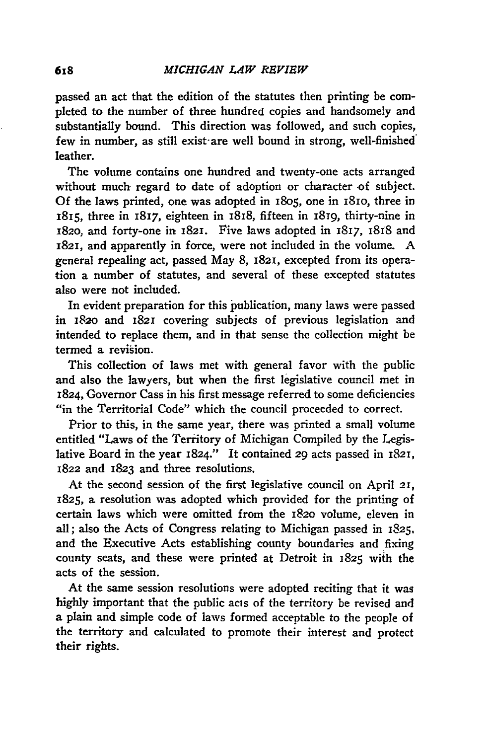passed an act that the edition of the statutes then printing be completed to the number of three hundred copies and handsomely and substantially bound. This direction was followed, and such copies, few in number, as still exist are well bound in strong, well-finished leather.

The volume contains one hundred and twenty-one acts arranged without much regard to date of adoption or character of subject. Of the laws printed, one was adopted in 1805, one in 1810, three in 1815, three in 1817, eighteen in 1818, fifteen in 1819, thirty-nine in 1820, and forty-one in 1821. Five laws adopted in 1817, 1818 and 1821, and apparently in force, were not included in the volume. A general repealing act, passed May 8, 1821, excepted from its operation a number of statutes, and several of these excepted statutes also were not included.

In evident preparation for this publication, many laws were passed in 1820 and 1821 covering subjects of previous legislation and intended to replace them, and in that sense the collection might be termed a revision.

This collection of laws met with general favor with the public and also the lawyers, but when the first legislative council met in 1824, Governor Cass in his first message referred to some deficiencies "in the Territorial Code" which the council proceeded to correct.

Prior to this, in the same year, there was printed a small volume entitled "Laws of the Territory of Michigan Compiled by the Legislative Board in the year 1824." It contained 29 acts passed in 1821, 1822 and 1823 and three resolutions.

At the second session of the first legislative council on April 21, 1825, a resolution was adopted which provided for the printing of certain laws which were omitted from the 1820 volume, eleven in all; also the Acts of Congress relating to Michigan passed in 1825, and the Executive Acts establishing county boundaries and fixing county seats, and these were printed at Detroit in 1825 with the acts of the session.

At the same session resolutions were adopted reciting that it was highly important that the public acts of the territory be revised and a plain and simple code of laws formed acceptable to the people of the territory and calculated to promote their interest and protect their rights.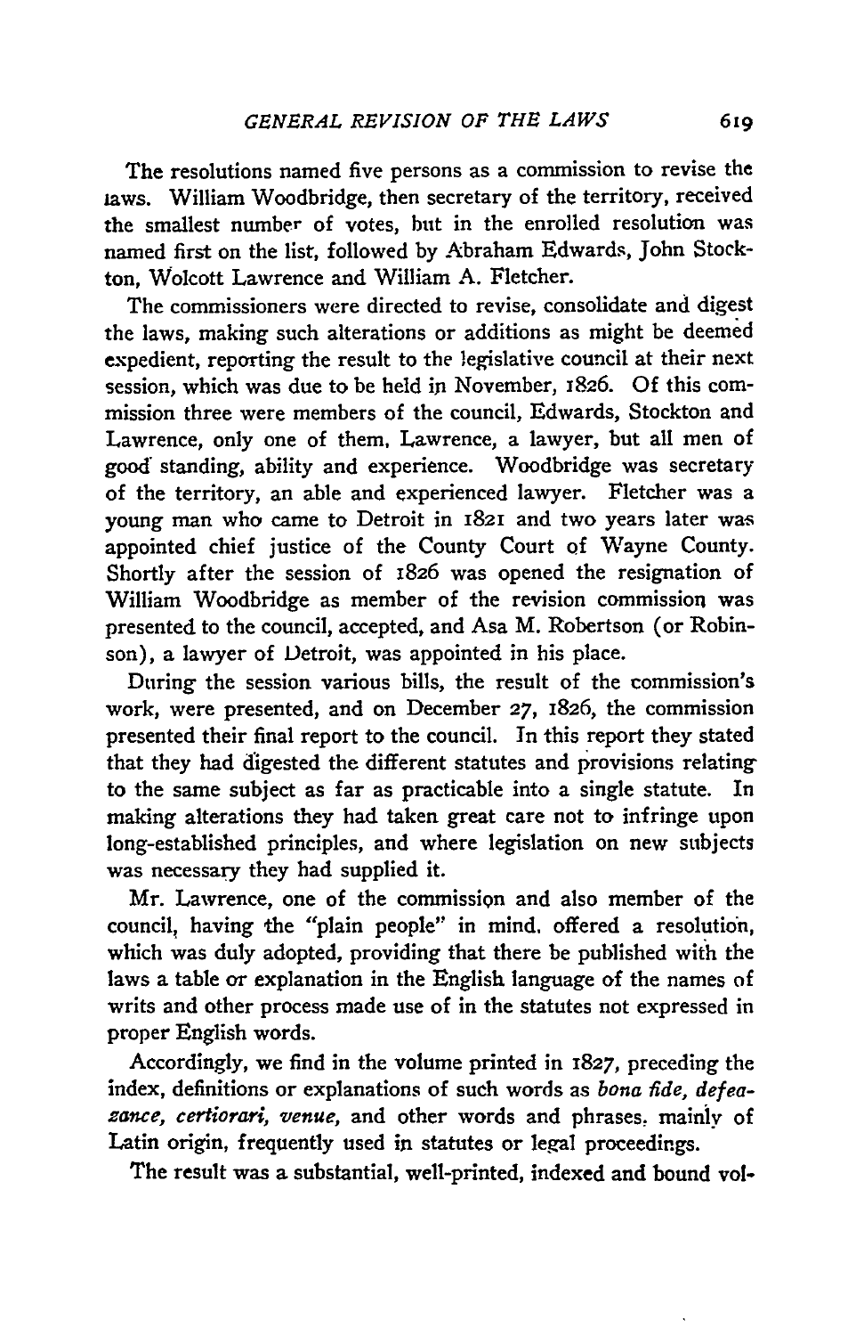The resolutions named five persons as a commission to revise the laws. William Woodbridge, then secretary of the territory, received the smallest number of votes, but in the enrolled resolution was named first on the list, followed by Abraham Edwards, John Stockton, Wolcott Lawrence and William A. Fletcher.

The commissioners were directed to revise, consolidate and digest the laws, making such alterations or additions as might be deemed expedient, reporting the result to the legislative council at their next session, which was due to be held in November, 1826. Of this commission three were members of the council, Edwards, Stockton and Lawrence, only one of them, Lawrence, a lawyer, but all men of good standing, ability and experience. Woodbridge was secretary of the territory, an able and experienced lawyer. Fletcher was a young man who came to Detroit in 1821 and two years later was appointed chief justice of the County Court of Wayne County. Shortly after the session of 1826 was opened the resignation of William Woodbridge as member of the revision commission was presented to the council, accepted, and Asa M. Robertson (or Robinson), a lawyer of Detroit, was appointed in his place.

During the session various bills, the result of the commission's work, were presented, and on December 27, 1826, the commission presented their final report to the council. In this report they stated that they had digested the different statutes and provisions relating to the same subject as far as practicable into a single statute. In making alterations they had taken great care not to infringe upon long-established principles, and where legislation on new subjects was necessary they had supplied it.

Mr. Lawrence, one of the commission and also member of the council, having the "plain people" in mind, offered a resolution, which was duly adopted, providing that there be published with the laws a table or explanation in the English language of the names of writs and other process made use of in the statutes not expressed in proper English words.

Accordingly, we find in the volume printed in 1827, preceding the index, definitions or explanations of such words as *bona fide, defeazance, certiorari, venue,* and other words and phrases, mainly of Latin origin, frequently used in statutes or legal proceedings.

The result was a substantial, well-printed, indexed and bound vol-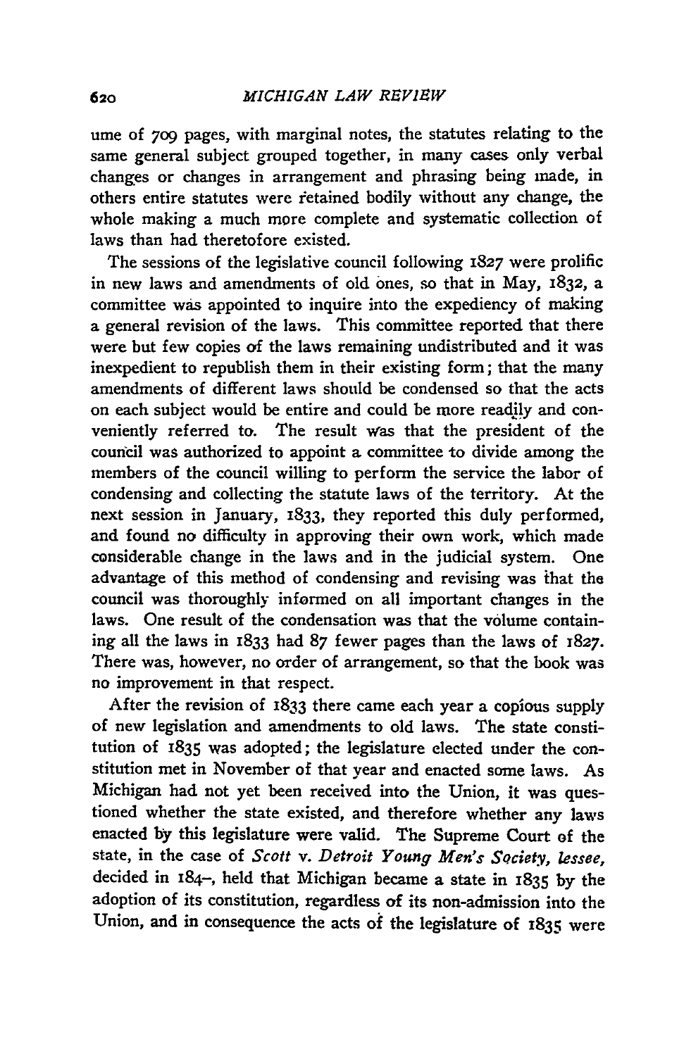ume of 709 pages, with marginal notes, the statutes relating to the same general subject grouped together, in many cases only verbal changes or changes in arrangement and phrasing being made, in others entire statutes were retained bodily without any change, the whole making a much more complete and systematic collection of laws than had theretofore existed.

The sessions of the legislative council following 1827 were prolific in new laws and amendments of old ones, so that in May, 1832, a committee was appointed to inquire into the expediency of making a general revision of the laws. This committee reported that there were but few copies of the laws remaining undistributed and it was inexpedient to republish them in their existing form; that the many amendments of different laws should be condensed so that the acts on each subject would be entire and could be more readily and conveniently referred to. The result was that the president of the council was authorized to appoint a committee to divide among the members of the council willing to perform the service the labor of condensing and collecting the statute laws of the territory. At the next session in January, 1833, they reported this duly performed, and found no difficulty in approving their own work, which made considerable change in the laws and in the judicial system. One advantage of this method of condensing and revising was that the council was thoroughly informed on all important changes in the laws. One result of the condensation was that the volume containing all the laws in 1833 had 87 fewer pages than the laws of 1827. There was, however, no order of arrangement, so that the book was no improvement in that respect.

After the revision of 1833 there came each year a copious supply of new legislation and amendments to old laws. The state constitution of 1835 was adopted; the legislature elected under the constitution met in November of that year and enacted some laws. As Michigan had not yet been received into the Union, it was questioned whether the state existed, and therefore whether any laws enacted by this legislature were valid. The Supreme Court of the state, in the case of *Scott* v. *Detroit Young Men's Society, lessee*, decided in 184–, held that Michigan became a state in 1835 by the adoption of its constitution, regardless of its non-admission into the Union, and in consequence the acts of the legislature of 1835 were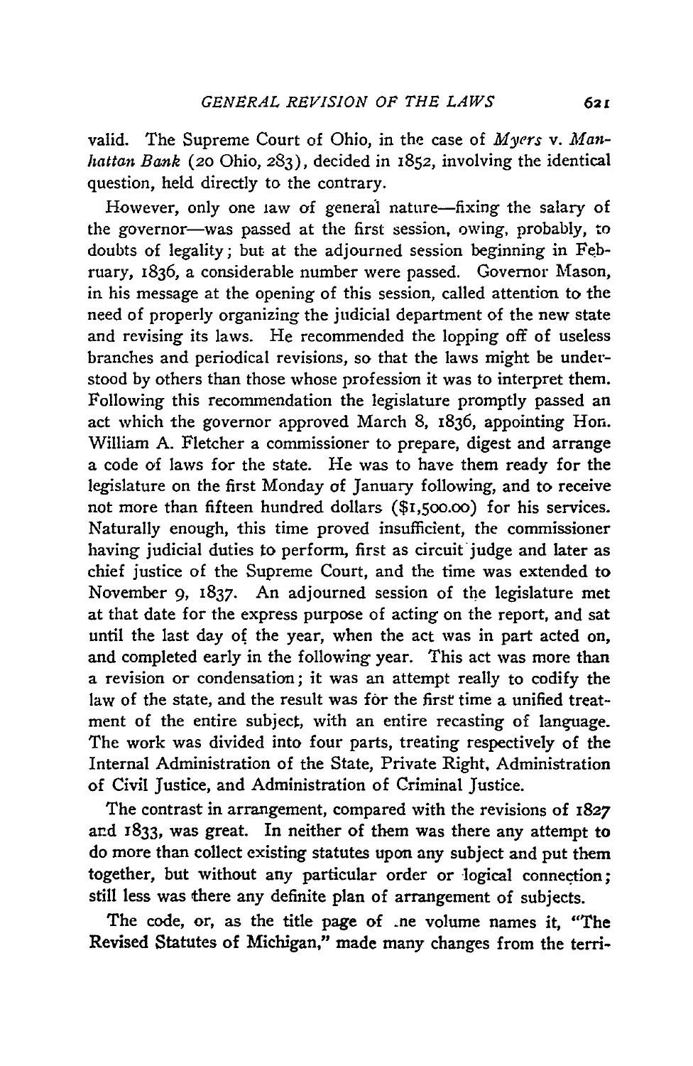valid. The Supreme Court of Ohio, in the case of *Myers* v. *Manhattan Bank* (20 Ohio, 283), decided in 1852, involving the identical question, held directly to the contrary.

However, only one law of general nature—fixing the salary of the governor—was passed at the first session, owing, probably, to doubts of legality; but at the adjourned session beginning in February, 1836, a considerable number were passed. Governor Mason, in his message at the opening of this session, called attention to the need of properly organizing the judicial department of the new state and revising its laws. He recommended the lopping off of useless branches and periodical revisions, so that the laws might be understood by others than those whose profession it was to interpret them. Following this recommendation the legislature promptly passed an act which the governor approved March 8, 1836, appointing Hon. William A. Fletcher a commissioner to prepare, digest and arrange a code of laws for the state. He was to have them ready for the legislature on the first Monday of January following, and to receive not more than fifteen hundred dollars ($1,500.00) for his services. Naturally enough, this time proved insufficient, the commissioner having judicial duties to perform, first as circuit judge and later as chief justice of the Supreme Court, and the time was extended to November 9, 1837. An adjourned session of the legislature met at that date for the express purpose of acting on the report, and sat until the last day of the year, when the act was in part acted on, and completed early in the following year. This act was more than a revision or condensation; it was an attempt really to codify the law of the state, and the result was for the first time a unified treatment of the entire subject, with an entire recasting of language. The work was divided into four parts, treating respectively of the Internal Administration of the State, Private Right, Administration of Civil Justice, and Administration of Criminal Justice.

The contrast in arrangement, compared with the revisions of 1827 and 1833, was great. In neither of them was there any attempt to do more than collect existing statutes upon any subject and put them together, but without any particular order or logical connection; still less was there any definite plan of arrangement of subjects.

The code, or, as the title page of the volume names it, "The Revised Statutes of Michigan," made many changes from the terri-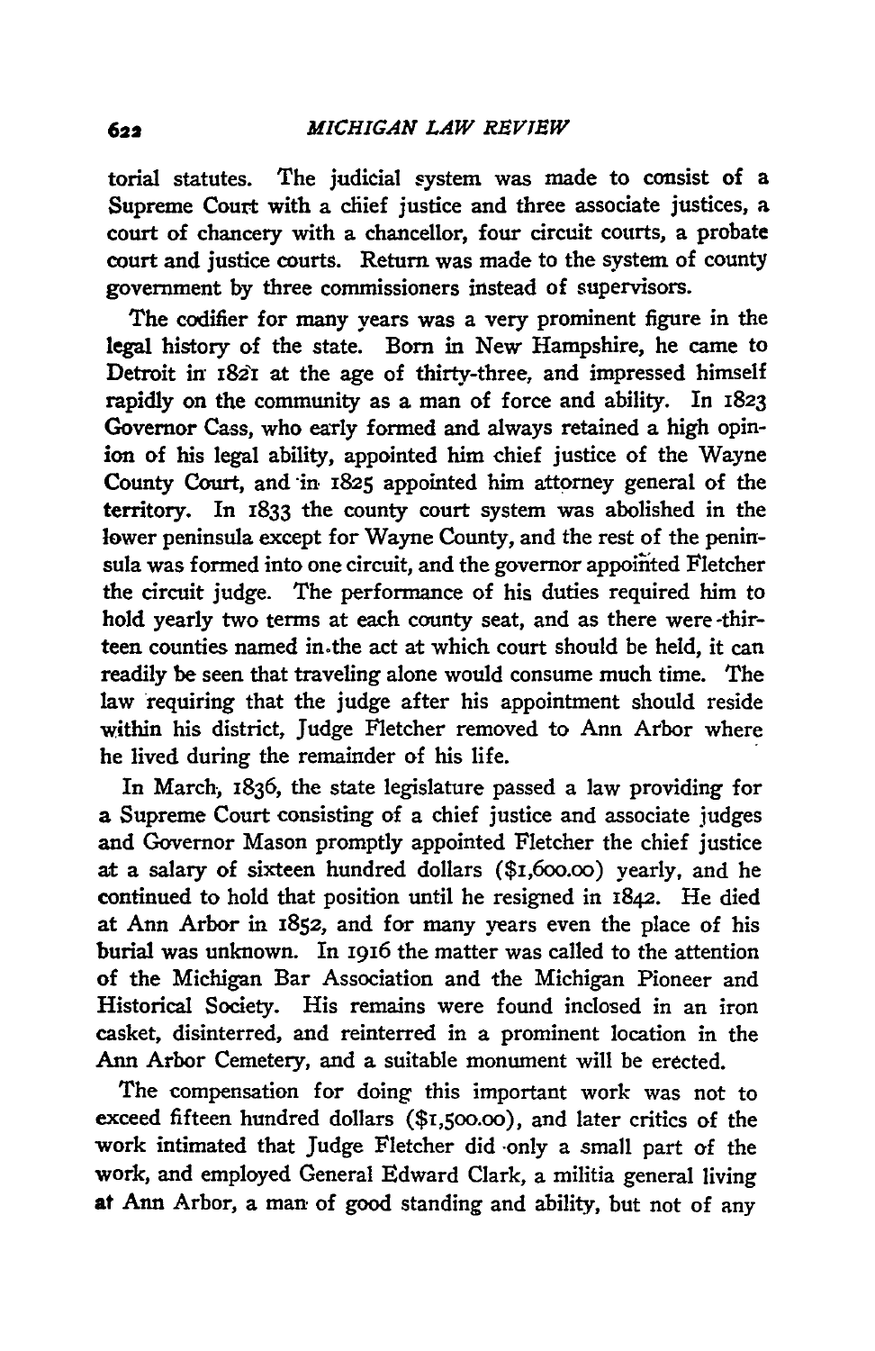torial statutes. The judicial system was made to consist of a Supreme Court with a chief justice and three associate justices, a court of chancery with a chancellor, four circuit courts, a probate court and justice courts. Return was made to the system of county government by three commissioners instead of supervisors.

The codifier for many years was a very prominent figure in the legal history of the state. Born in New Hampshire, he came to Detroit in 1821 at the age of thirty-three, and impressed himself rapidly on the community as a man of force and ability. In 1823 Governor Cass, who early formed and always retained a high opinion of his legal ability, appointed him chief justice of the Wayne County Court, and in 1825 appointed him attorney general of the territory. In 1833 the county court system was abolished in the lower peninsula except for Wayne County, and the rest of the peninsula was formed into one circuit, and the governor appointed Fletcher the circuit judge. The performance of his duties required him to hold yearly two terms at each county seat, and as there were thirteen counties named in the act at which court should be held, it can readily be seen that traveling alone would consume much time. The law requiring that the judge after his appointment should reside within his district, Judge Fletcher removed to Ann Arbor where he lived during the remainder of his life.

In March, 1836, the state legislature passed a law providing for a Supreme Court consisting of a chief justice and associate judges and Governor Mason promptly appointed Fletcher the chief justice at a salary of sixteen hundred dollars ($1,600.00) yearly, and he continued to hold that position until he resigned in 1842. He died at Ann Arbor in 1852, and for many years even the place of his burial was unknown. In 1916 the matter was called to the attention of the Michigan Bar Association and the Michigan Pioneer and Historical Society. His remains were found inclosed in an iron casket, disinterred, and reinterred in a prominent location in the Ann Arbor Cemetery, and a suitable monument will be erected.

The compensation for doing this important work was not to exceed fifteen hundred dollars ($1,500.00), and later critics of the work intimated that Judge Fletcher did only a small part of the work, and employed General Edward Clark, a militia general living at Ann Arbor, a man of good standing and ability, but not of any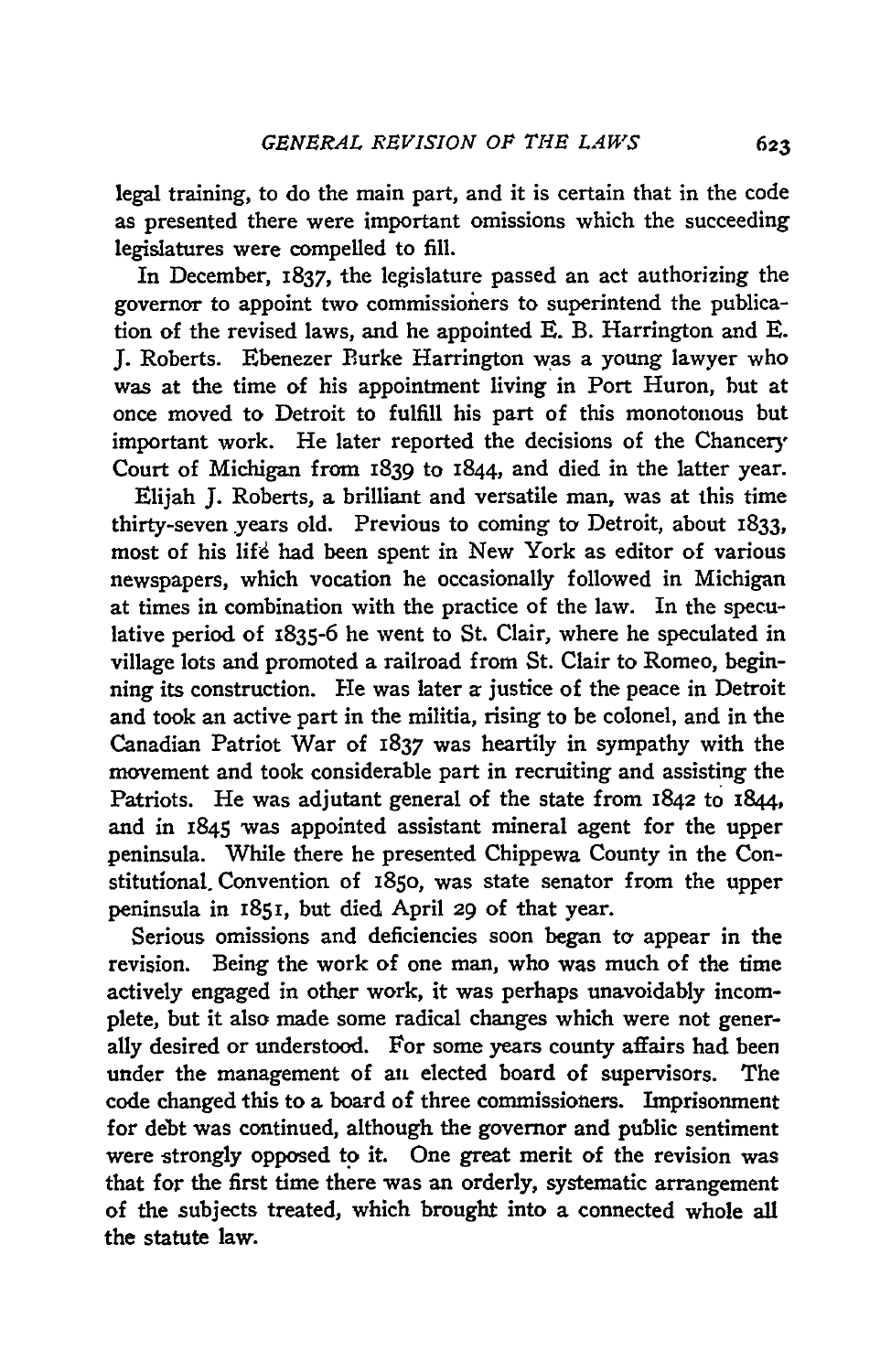legal training, to do the main part, and it is certain that in the code as presented there were important omissions which the succeeding legislatures were compelled to fill.

In December, 1837, the legislature passed an act authorizing the governor to appoint two commissioners to superintend the publication of the revised laws, and he appointed E. B. Harrington and E. J. Roberts. Ebenezer Burke Harrington was a young lawyer who was at the time of his appointment living in Port Huron, but at once moved to Detroit to fulfill his part of this monotonous but important work. He later reported the decisions of the Chancery Court of Michigan from 1839 to 1844, and died in the latter year.

Elijah J. Roberts, a brilliant and versatile man, was at this time thirty-seven years old. Previous to coming to Detroit, about 1833, most of his life had been spent in New York as editor of various newspapers, which vocation he occasionally followed in Michigan at times in combination with the practice of the law. In the speculative period of 1835-6 he went to St. Clair, where he speculated in village lots and promoted a railroad from St. Clair to Romeo, beginning its construction. He was later a justice of the peace in Detroit and took an active part in the militia, rising to be colonel, and in the Canadian Patriot War of 1837 was heartily in sympathy with the movement and took considerable part in recruiting and assisting the Patriots. He was adjutant general of the state from 1842 to 1844, and in 1845 was appointed assistant mineral agent for the upper peninsula. While there he presented Chippewa County in the Constitutional Convention of 1850, was state senator from the upper peninsula in 1851, but died April 29 of that year.

Serious omissions and deficiencies soon began to appear in the revision. Being the work of one man, who was much of the time actively engaged in other work, it was perhaps unavoidably incomplete, but it also made some radical changes which were not generally desired or understood. For some years county affairs had been under the management of an elected board of supervisors. The code changed this to a board of three commissioners. Imprisonment for debt was continued, although the governor and public sentiment were strongly opposed to it. One great merit of the revision was that for the first time there was an orderly, systematic arrangement of the subjects treated, which brought into a connected whole all the statute law.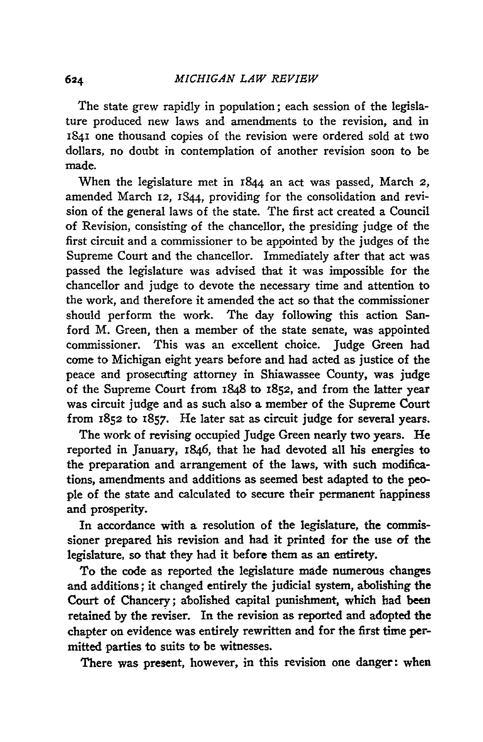The state grew rapidly in population; each session of the legislature produced new laws and amendments to the revision, and in 1841 one thousand copies of the revision were ordered sold at two dollars, no doubt in contemplation of another revision soon to be made.

When the legislature met in 1844 an act was passed, March 2, amended March 12, 1844, providing for the consolidation and revision of the general laws of the state. The first act created a Council of Revision, consisting of the chancellor, the presiding judge of the first circuit and a commissioner to be appointed by the judges of the Supreme Court and the chancellor. Immediately after that act was passed the legislature was advised that it was impossible for the chancellor and judge to devote the necessary time and attention to the work, and therefore it amended the act so that the commissioner should perform the work. The day following this action Sanford M. Green, then a member of the state senate, was appointed commissioner. This was an excellent choice. Judge Green had come to Michigan eight years before and had acted as justice of the peace and prosecuting attorney in Shiawassee County, was judge of the Supreme Court from 1848 to 1852, and from the latter year was circuit judge and as such also a member of the Supreme Court from 1852 to 1857. He later sat as circuit judge for several years.

The work of revising occupied Judge Green nearly two years. He reported in January, 1846, that he had devoted all his energies to the preparation and arrangement of the laws, with such modifications, amendments and additions as seemed best adapted to the people of the state and calculated to secure their permanent happiness and prosperity.

In accordance with a resolution of the legislature, the commissioner prepared his revision and had it printed for the use of the legislature, so that they had it before them as an entirety.

To the code as reported the legislature made numerous changes and additions; it changed entirely the judicial system, abolishing the Court of Chancery; abolished capital punishment, which had been retained by the reviser. In the revision as reported and adopted the chapter on evidence was entirely rewritten and for the first time permitted parties to suits to be witnesses.

There was present, however, in this revision one danger: when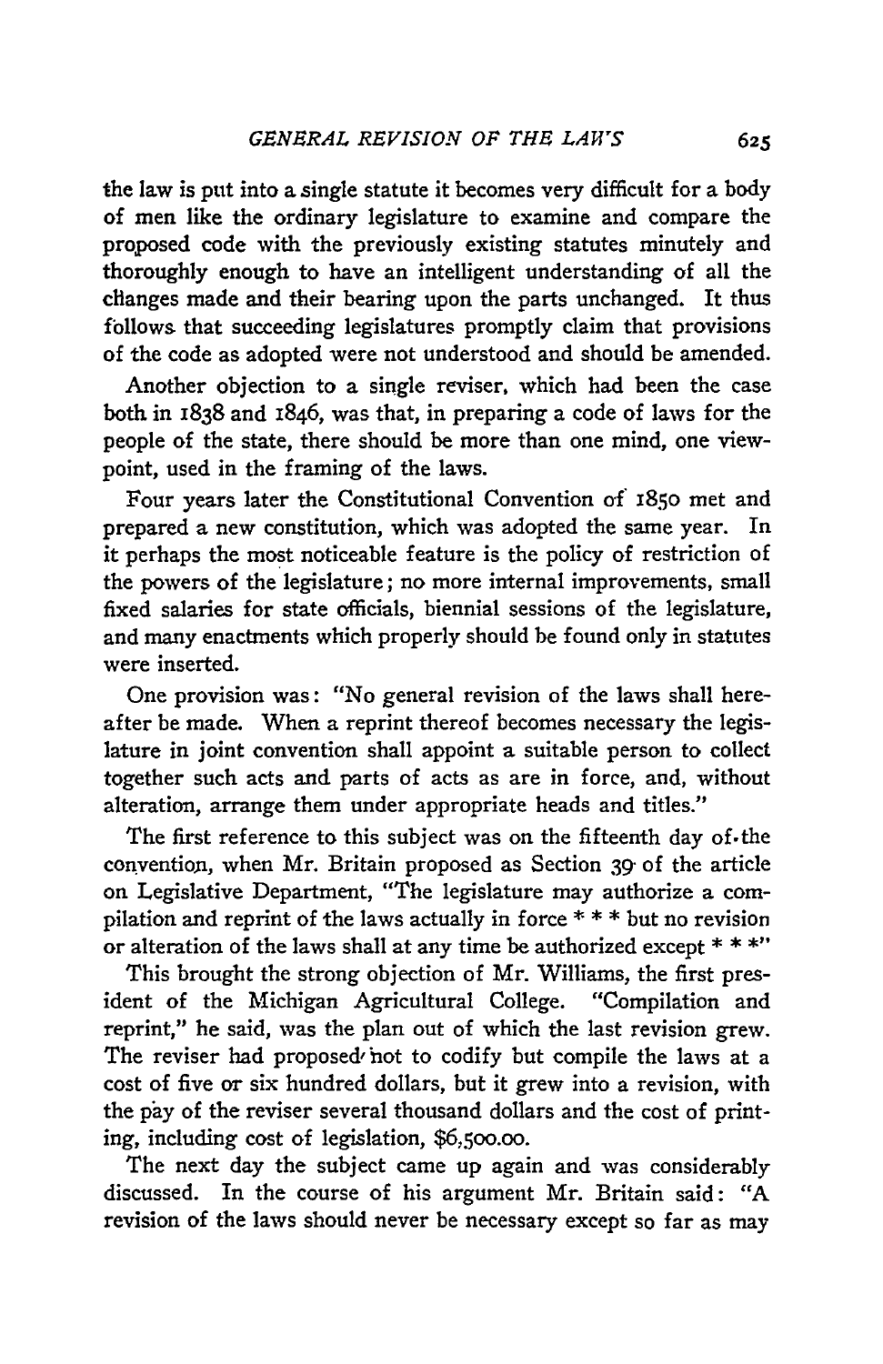the law is put into a single statute it becomes very difficult for a body of men like the ordinary legislature to examine and compare the proposed code with the previously existing statutes minutely and thoroughly enough to have an intelligent understanding of all the changes made and their bearing upon the parts unchanged. It thus follows that succeeding legislatures promptly claim that provisions of the code as adopted were not understood and should be amended.

Another objection to a single reviser, which had been the case both in 1838 and 1846, was that, in preparing a code of laws for the people of the state, there should be more than one mind, one viewpoint, used in the framing of the laws.

Four years later the Constitutional Convention of 1850 met and prepared a new constitution, which was adopted the same year. In it perhaps the most noticeable feature is the policy of restriction of the powers of the legislature; no more internal improvements, small fixed salaries for state officials, biennial sessions of the legislature, and many enactments which properly should be found only in statutes were inserted.

One provision was: "No general revision of the laws shall hereafter be made. When a reprint thereof becomes necessary the legislature in joint convention shall appoint a suitable person to collect together such acts and parts of acts as are in force, and, without alteration, arrange them under appropriate heads and titles."

The first reference to this subject was on the fifteenth day of the convention, when Mr. Britain proposed as Section 39 of the article on Legislative Department, "The legislature may authorize a compilation and reprint of the laws actually in force * * * but no revision or alteration of the laws shall at any time be authorized except * * *"

This brought the strong objection of Mr. Williams, the first president of the Michigan Agricultural College. "Compilation and reprint," he said, was the plan out of which the last revision grew. The reviser had proposed not to codify but compile the laws at a cost of five or six hundred dollars, but it grew into a revision, with the pay of the reviser several thousand dollars and the cost of printing, including cost of legislation, $6,500.00.

The next day the subject came up again and was considerably discussed. In the course of his argument Mr. Britain said: "A revision of the laws should never be necessary except so far as may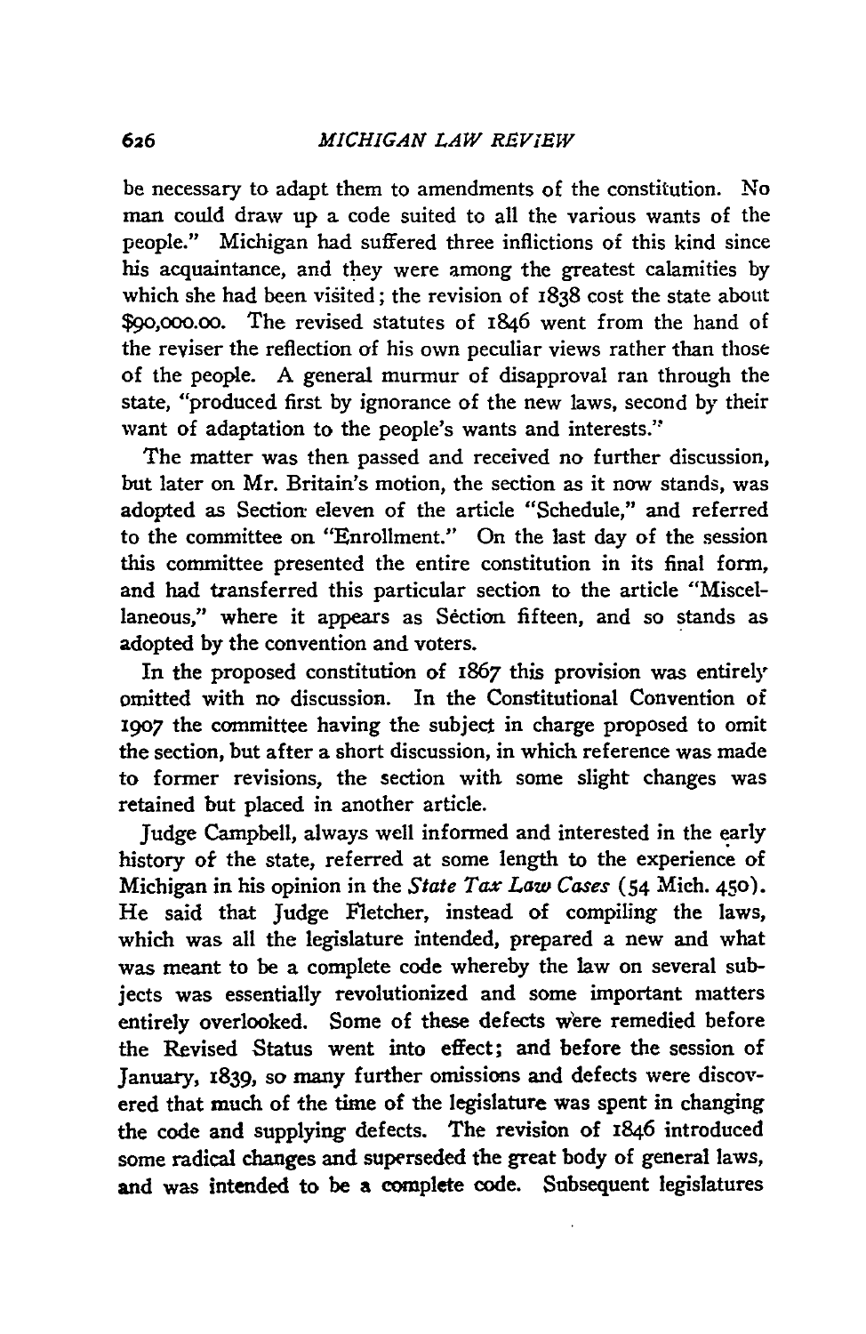be necessary to adapt them to amendments of the constitution. No man could draw up a code suited to all the various wants of the people." Michigan had suffered three inflictions of this kind since his acquaintance, and they were among the greatest calamities by which she had been visited; the revision of 1838 cost the state about $90,000.00. The revised statutes of 1846 went from the hand of the reviser the reflection of his own peculiar views rather than those of the people. A general murmur of disapproval ran through the state, "produced first by ignorance of the new laws, second by their want of adaptation to the people's wants and interests."

The matter was then passed and received no further discussion, but later on Mr. Britain's motion, the section as it now stands, was adopted as Section eleven of the article "Schedule," and referred to the committee on "Enrollment." On the last day of the session this committee presented the entire constitution in its final form, and had transferred this particular section to the article "Miscellaneous," where it appears as Section fifteen, and so stands as adopted by the convention and voters.

In the proposed constitution of 1867 this provision was entirely omitted with no discussion. In the Constitutional Convention of 1907 the committee having the subject in charge proposed to omit the section, but after a short discussion, in which reference was made to former revisions, the section with some slight changes was retained but placed in another article.

Judge Campbell, always well informed and interested in the early history of the state, referred at some length to the experience of Michigan in his opinion in the *State Tax Law Cases* (54 Mich. 450). He said that Judge Fletcher, instead of compiling the laws, which was all the legislature intended, prepared a new and what was meant to be a complete code whereby the law on several subjects was essentially revolutionized and some important matters entirely overlooked. Some of these defects were remedied before the Revised Status went into effect; and before the session of January, 1839, so many further omissions and defects were discovered that much of the time of the legislature was spent in changing the code and supplying defects. The revision of 1846 introduced some radical changes and superseded the great body of general laws, and was intended to be a complete code. Subsequent legislatures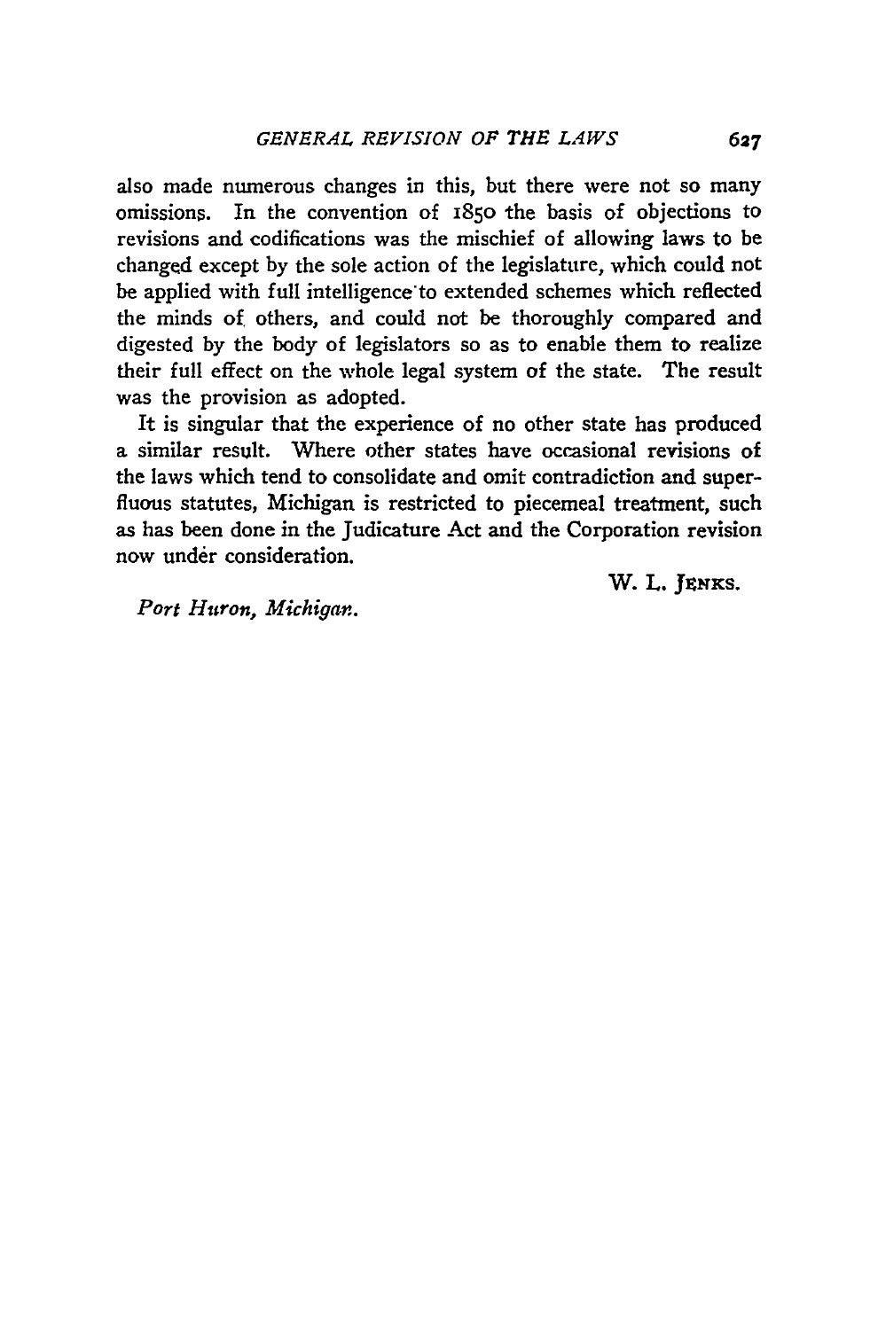also made numerous changes in this, but there were not so many omissions. In the convention of 1850 the basis of objections to revisions and codifications was the mischief of allowing laws to be changed except by the sole action of the legislature, which could not be applied with full intelligence to extended schemes which reflected the minds of others, and could not be thoroughly compared and digested by the body of legislators so as to enable them to realize their full effect on the whole legal system of the state. The result was the provision as adopted.

It is singular that the experience of no other state has produced a similar result. Where other states have occasional revisions of the laws which tend to consolidate and omit contradiction and superfluous statutes, Michigan is restricted to piecemeal treatment, such as has been done in the Judicature Act and the Corporation revision now under consideration.

W. L. JENKS.

*Port Huron, Michigan.*